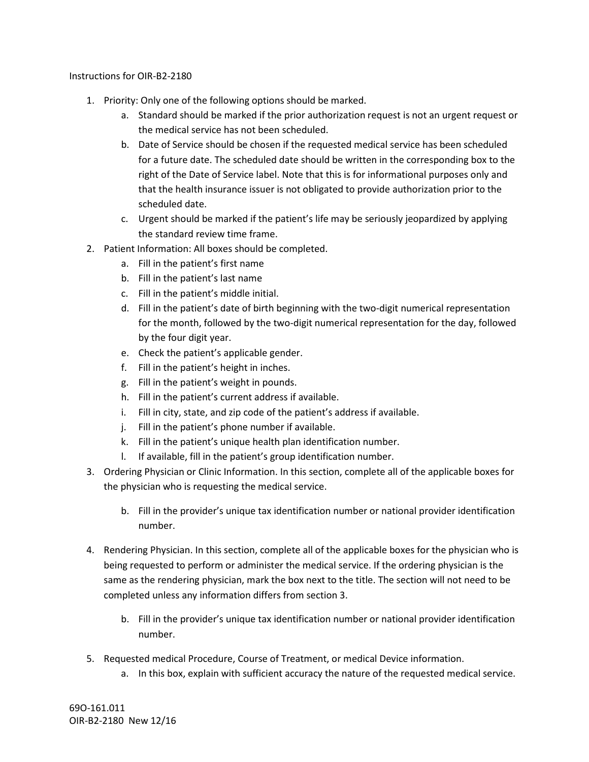Instructions for OIR-B2-2180

1. Priority: Only one of the following options should be marked.
    a. Standard should be marked if the prior authorization request is not an urgent request or the medical service has not been scheduled.
    b. Date of Service should be chosen if the requested medical service has been scheduled for a future date. The scheduled date should be written in the corresponding box to the right of the Date of Service label. Note that this is for informational purposes only and that the health insurance issuer is not obligated to provide authorization prior to the scheduled date.
    c. Urgent should be marked if the patient's life may be seriously jeopardized by applying the standard review time frame.
2. Patient Information: All boxes should be completed.
    a. Fill in the patient's first name
    b. Fill in the patient's last name
    c. Fill in the patient's middle initial.
    d. Fill in the patient's date of birth beginning with the two-digit numerical representation for the month, followed by the two-digit numerical representation for the day, followed by the four digit year.
    e. Check the patient's applicable gender.
    f. Fill in the patient's height in inches.
    g. Fill in the patient's weight in pounds.
    h. Fill in the patient's current address if available.
    i. Fill in city, state, and zip code of the patient's address if available.
    j. Fill in the patient's phone number if available.
    k. Fill in the patient's unique health plan identification number.
    l. If available, fill in the patient's group identification number.
3. Ordering Physician or Clinic Information. In this section, complete all of the applicable boxes for the physician who is requesting the medical service.

    b. Fill in the provider's unique tax identification number or national provider identification number.

4. Rendering Physician. In this section, complete all of the applicable boxes for the physician who is being requested to perform or administer the medical service. If the ordering physician is the same as the rendering physician, mark the box next to the title. The section will not need to be completed unless any information differs from section 3.

    b. Fill in the provider's unique tax identification number or national provider identification number.

5. Requested medical Procedure, Course of Treatment, or medical Device information.
    a. In this box, explain with sufficient accuracy the nature of the requested medical service.

69O-161.011
OIR-B2-2180 New 12/16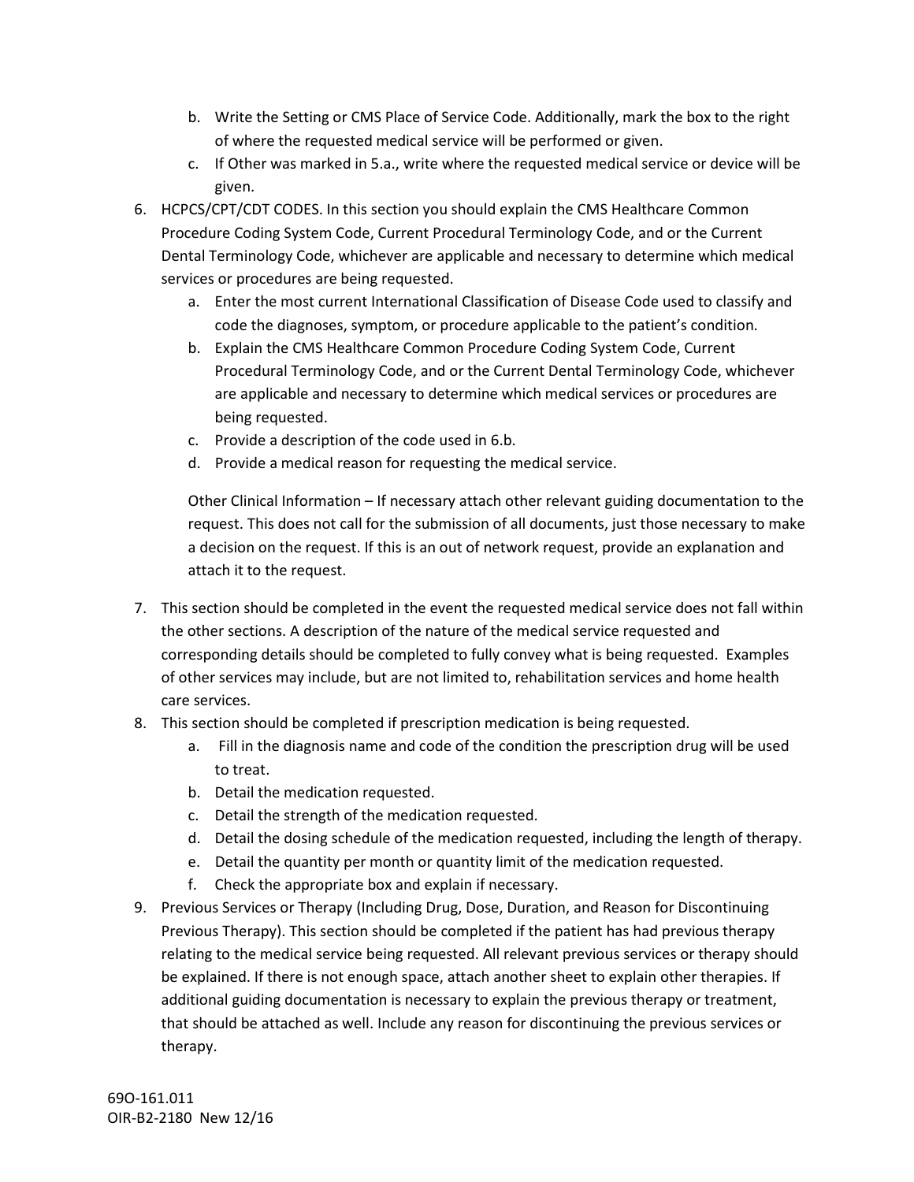b. Write the Setting or CMS Place of Service Code. Additionally, mark the box to the right of where the requested medical service will be performed or given.
   c. If Other was marked in 5.a., write where the requested medical service or device will be given.

6. HCPCS/CPT/CDT CODES. In this section you should explain the CMS Healthcare Common Procedure Coding System Code, Current Procedural Terminology Code, and or the Current Dental Terminology Code, whichever are applicable and necessary to determine which medical services or procedures are being requested.
   a. Enter the most current International Classification of Disease Code used to classify and code the diagnoses, symptom, or procedure applicable to the patient's condition.
   b. Explain the CMS Healthcare Common Procedure Coding System Code, Current Procedural Terminology Code, and or the Current Dental Terminology Code, whichever are applicable and necessary to determine which medical services or procedures are being requested.
   c. Provide a description of the code used in 6.b.
   d. Provide a medical reason for requesting the medical service.

   Other Clinical Information – If necessary attach other relevant guiding documentation to the request. This does not call for the submission of all documents, just those necessary to make a decision on the request. If this is an out of network request, provide an explanation and attach it to the request.

7. This section should be completed in the event the requested medical service does not fall within the other sections. A description of the nature of the medical service requested and corresponding details should be completed to fully convey what is being requested. Examples of other services may include, but are not limited to, rehabilitation services and home health care services.
8. This section should be completed if prescription medication is being requested.
   a. Fill in the diagnosis name and code of the condition the prescription drug will be used to treat.
   b. Detail the medication requested.
   c. Detail the strength of the medication requested.
   d. Detail the dosing schedule of the medication requested, including the length of therapy.
   e. Detail the quantity per month or quantity limit of the medication requested.
   f. Check the appropriate box and explain if necessary.
9. Previous Services or Therapy (Including Drug, Dose, Duration, and Reason for Discontinuing Previous Therapy). This section should be completed if the patient has had previous therapy relating to the medical service being requested. All relevant previous services or therapy should be explained. If there is not enough space, attach another sheet to explain other therapies. If additional guiding documentation is necessary to explain the previous therapy or treatment, that should be attached as well. Include any reason for discontinuing the previous services or therapy.

69O-161.011
OIR-B2-2180 New 12/16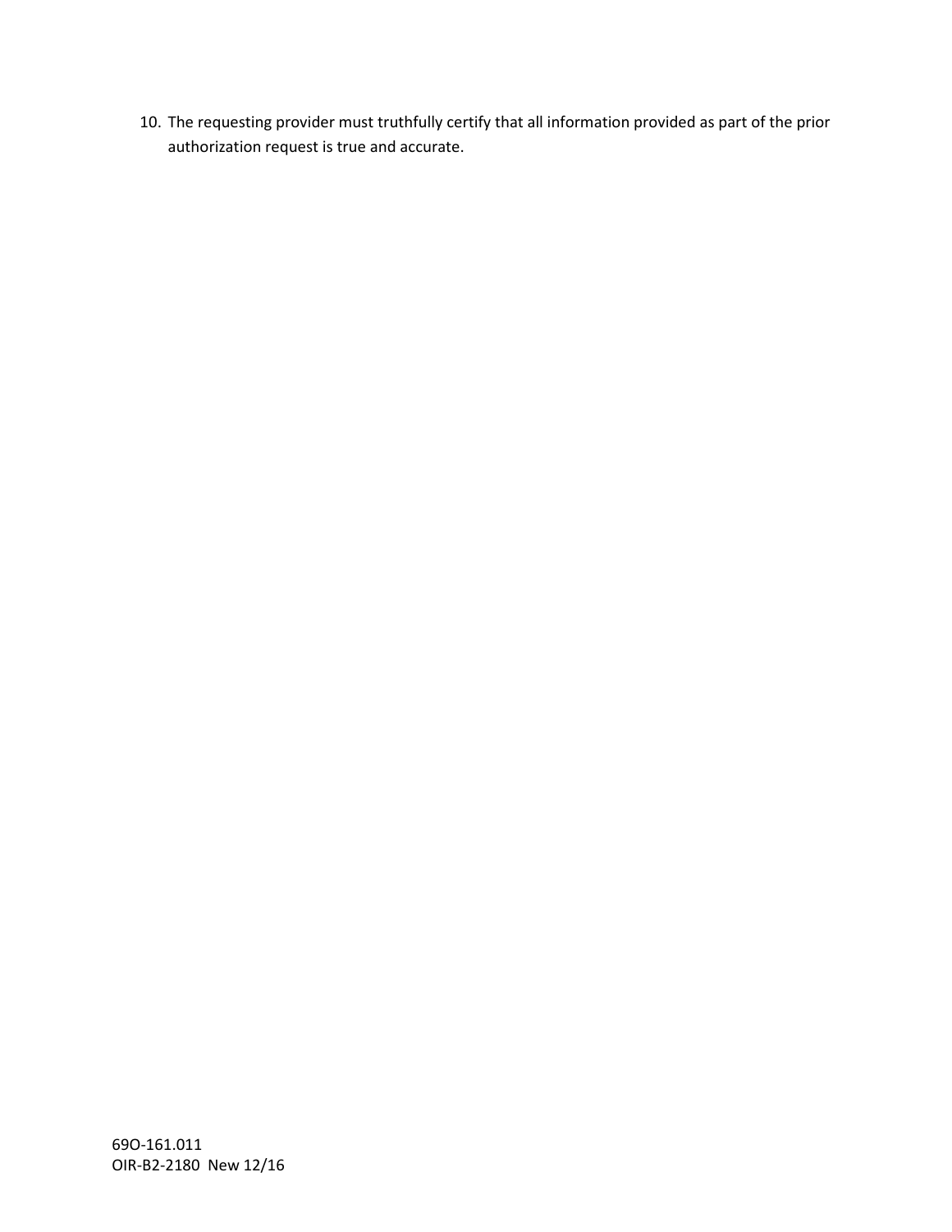10. The requesting provider must truthfully certify that all information provided as part of the prior authorization request is true and accurate.